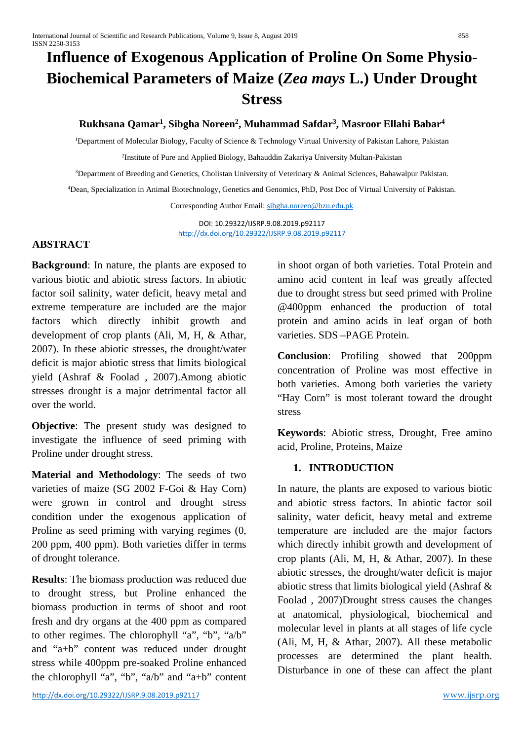# Influence of Exogenous Application of Proline On Some Physio-Biochemical Parameters of Maize (*Zea mays* L.) Under Drought Stress

**Rukhsana Qamar[1], Sibgha Noreen[2], Muhammad Safdar[3], Masroor Ellahi Babar[4]**

[1]Department of Molecular Biology, Faculty of Science & Technology Virtual University of Pakistan Lahore, Pakistan

[2]Institute of Pure and Applied Biology, Bahauddin Zakariya University Multan-Pakistan

[3]Department of Breeding and Genetics, Cholistan University of Veterinary & Animal Sciences, Bahawalpur Pakistan.

[4]Dean, Specialization in Animal Biotechnology, Genetics and Genomics, PhD, Post Doc of Virtual University of Pakistan.

Corresponding Author Email: sibgha.noreen@bzu.edu.pk

DOI: 10.29322/IJSRP.9.08.2019.p92117
http://dx.doi.org/10.29322/IJSRP.9.08.2019.p92117

## ABSTRACT

**Background**: In nature, the plants are exposed to various biotic and abiotic stress factors. In abiotic factor soil salinity, water deficit, heavy metal and extreme temperature are included are the major factors which directly inhibit growth and development of crop plants (Ali, M, H, & Athar, 2007). In these abiotic stresses, the drought/water deficit is major abiotic stress that limits biological yield (Ashraf & Foolad , 2007).Among abiotic stresses drought is a major detrimental factor all over the world.

**Objective**: The present study was designed to investigate the influence of seed priming with Proline under drought stress.

**Material and Methodology**: The seeds of two varieties of maize (SG 2002 F-Goi & Hay Corn) were grown in control and drought stress condition under the exogenous application of Proline as seed priming with varying regimes (0, 200 ppm, 400 ppm). Both varieties differ in terms of drought tolerance.

**Results**: The biomass production was reduced due to drought stress, but Proline enhanced the biomass production in terms of shoot and root fresh and dry organs at the 400 ppm as compared to other regimes. The chlorophyll "a", "b", "a/b" and "a+b" content was reduced under drought stress while 400ppm pre-soaked Proline enhanced the chlorophyll "a", "b", "a/b" and "a+b" content in shoot organ of both varieties. Total Protein and amino acid content in leaf was greatly affected due to drought stress but seed primed with Proline @400ppm enhanced the production of total protein and amino acids in leaf organ of both varieties. SDS –PAGE Protein.

**Conclusion**: Profiling showed that 200ppm concentration of Proline was most effective in both varieties. Among both varieties the variety "Hay Corn" is most tolerant toward the drought stress

**Keywords**: Abiotic stress, Drought, Free amino acid, Proline, Proteins, Maize

## 1. INTRODUCTION

In nature, the plants are exposed to various biotic and abiotic stress factors. In abiotic factor soil salinity, water deficit, heavy metal and extreme temperature are included are the major factors which directly inhibit growth and development of crop plants (Ali, M, H, & Athar, 2007). In these abiotic stresses, the drought/water deficit is major abiotic stress that limits biological yield (Ashraf & Foolad , 2007)Drought stress causes the changes at anatomical, physiological, biochemical and molecular level in plants at all stages of life cycle (Ali, M, H, & Athar, 2007). All these metabolic processes are determined the plant health. Disturbance in one of these can affect the plant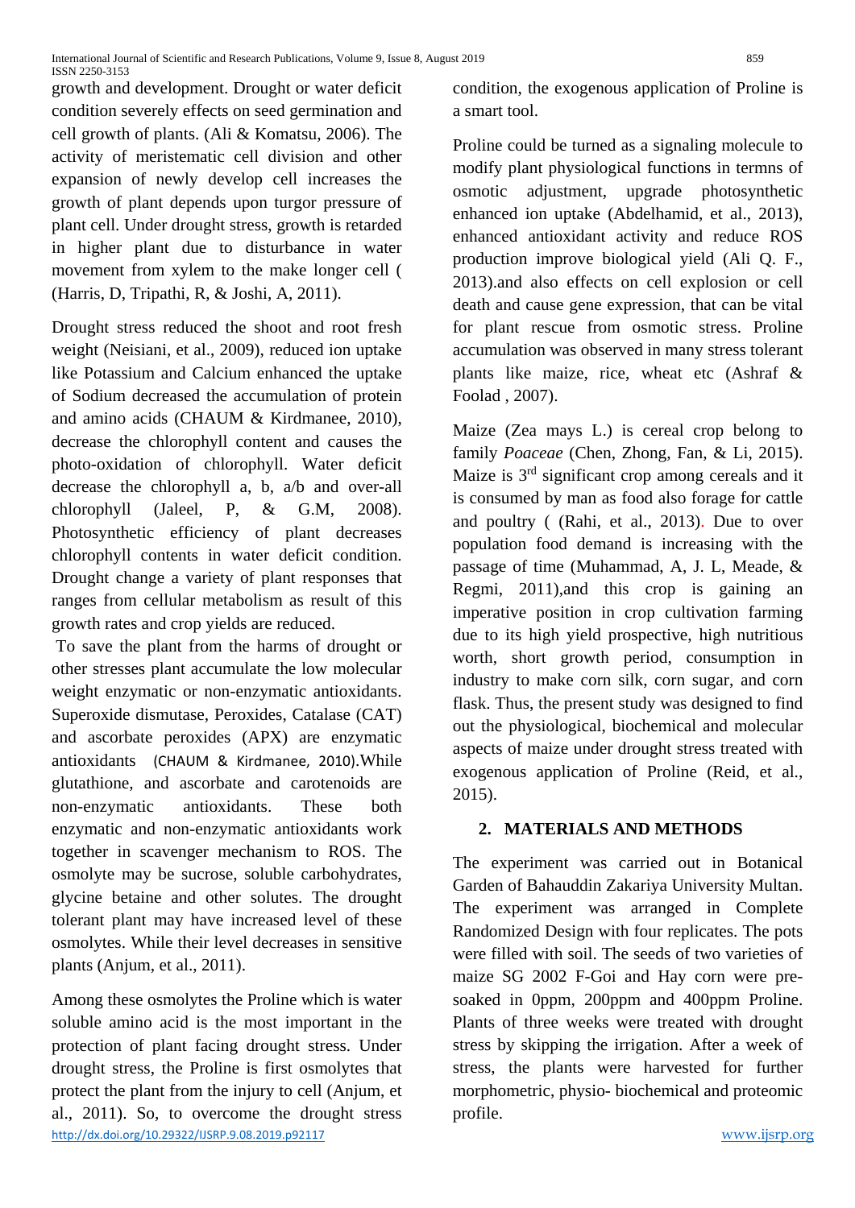growth and development. Drought or water deficit condition severely effects on seed germination and cell growth of plants. (Ali & Komatsu, 2006). The activity of meristematic cell division and other expansion of newly develop cell increases the growth of plant depends upon turgor pressure of plant cell. Under drought stress, growth is retarded in higher plant due to disturbance in water movement from xylem to the make longer cell ( (Harris, D, Tripathi, R, & Joshi, A, 2011).

Drought stress reduced the shoot and root fresh weight (Neisiani, et al., 2009), reduced ion uptake like Potassium and Calcium enhanced the uptake of Sodium decreased the accumulation of protein and amino acids (CHAUM & Kirdmanee, 2010), decrease the chlorophyll content and causes the photo-oxidation of chlorophyll. Water deficit decrease the chlorophyll a, b, a/b and over-all chlorophyll (Jaleel, P, & G.M, 2008). Photosynthetic efficiency of plant decreases chlorophyll contents in water deficit condition. Drought change a variety of plant responses that ranges from cellular metabolism as result of this growth rates and crop yields are reduced.

To save the plant from the harms of drought or other stresses plant accumulate the low molecular weight enzymatic or non-enzymatic antioxidants. Superoxide dismutase, Peroxides, Catalase (CAT) and ascorbate peroxides (APX) are enzymatic antioxidants (CHAUM & Kirdmanee, 2010).While glutathione, and ascorbate and carotenoids are non-enzymatic antioxidants. These both enzymatic and non-enzymatic antioxidants work together in scavenger mechanism to ROS. The osmolyte may be sucrose, soluble carbohydrates, glycine betaine and other solutes. The drought tolerant plant may have increased level of these osmolytes. While their level decreases in sensitive plants (Anjum, et al., 2011).

Among these osmolytes the Proline which is water soluble amino acid is the most important in the protection of plant facing drought stress. Under drought stress, the Proline is first osmolytes that protect the plant from the injury to cell (Anjum, et al., 2011). So, to overcome the drought stress condition, the exogenous application of Proline is a smart tool.

Proline could be turned as a signaling molecule to modify plant physiological functions in termns of osmotic adjustment, upgrade photosynthetic enhanced ion uptake (Abdelhamid, et al., 2013), enhanced antioxidant activity and reduce ROS production improve biological yield (Ali Q. F., 2013).and also effects on cell explosion or cell death and cause gene expression, that can be vital for plant rescue from osmotic stress. Proline accumulation was observed in many stress tolerant plants like maize, rice, wheat etc (Ashraf & Foolad , 2007).

Maize (Zea mays L.) is cereal crop belong to family *Poaceae* (Chen, Zhong, Fan, & Li, 2015). Maize is 3rd significant crop among cereals and it is consumed by man as food also forage for cattle and poultry ( (Rahi, et al., 2013). Due to over population food demand is increasing with the passage of time (Muhammad, A, J. L, Meade, & Regmi, 2011),and this crop is gaining an imperative position in crop cultivation farming due to its high yield prospective, high nutritious worth, short growth period, consumption in industry to make corn silk, corn sugar, and corn flask. Thus, the present study was designed to find out the physiological, biochemical and molecular aspects of maize under drought stress treated with exogenous application of Proline (Reid, et al., 2015).

## 2. MATERIALS AND METHODS

The experiment was carried out in Botanical Garden of Bahauddin Zakariya University Multan. The experiment was arranged in Complete Randomized Design with four replicates. The pots were filled with soil. The seeds of two varieties of maize SG 2002 F-Goi and Hay corn were pre-soaked in 0ppm, 200ppm and 400ppm Proline. Plants of three weeks were treated with drought stress by skipping the irrigation. After a week of stress, the plants were harvested for further morphometric, physio- biochemical and proteomic profile.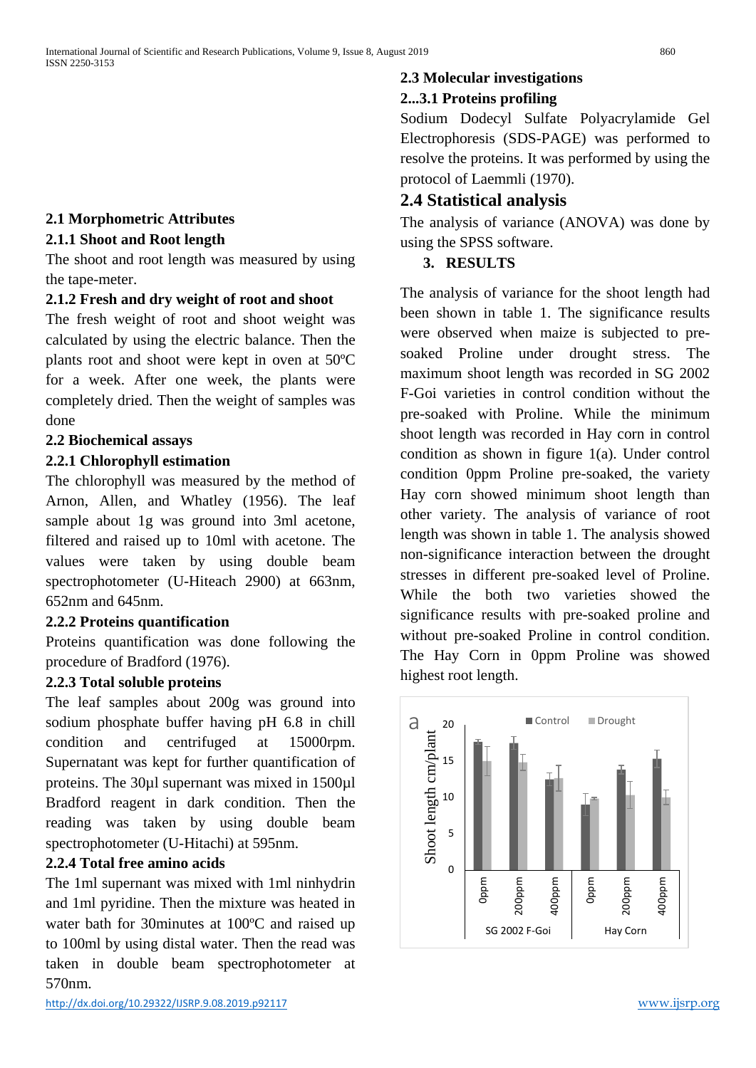### 2.1 Morphometric Attributes

#### 2.1.1 Shoot and Root length

The shoot and root length was measured by using the tape-meter.

#### 2.1.2 Fresh and dry weight of root and shoot

The fresh weight of root and shoot weight was calculated by using the electric balance. Then the plants root and shoot were kept in oven at 50ºC for a week. After one week, the plants were completely dried. Then the weight of samples was done

### 2.2 Biochemical assays

#### 2.2.1 Chlorophyll estimation

The chlorophyll was measured by the method of Arnon, Allen, and Whatley (1956). The leaf sample about 1g was ground into 3ml acetone, filtered and raised up to 10ml with acetone. The values were taken by using double beam spectrophotometer (U-Hiteach 2900) at 663nm, 652nm and 645nm.

#### 2.2.2 Proteins quantification

Proteins quantification was done following the procedure of Bradford (1976).

#### 2.2.3 Total soluble proteins

The leaf samples about 200g was ground into sodium phosphate buffer having pH 6.8 in chill condition and centrifuged at 15000rpm. Supernatant was kept for further quantification of proteins. The 30µl supernant was mixed in 1500µl Bradford reagent in dark condition. Then the reading was taken by using double beam spectrophotometer (U-Hitachi) at 595nm.

#### 2.2.4 Total free amino acids

The 1ml supernant was mixed with 1ml ninhydrin and 1ml pyridine. Then the mixture was heated in water bath for 30minutes at 100ºC and raised up to 100ml by using distal water. Then the read was taken in double beam spectrophotometer at 570nm.

### 2.3 Molecular investigations

#### 2...3.1 Proteins profiling

Sodium Dodecyl Sulfate Polyacrylamide Gel Electrophoresis (SDS-PAGE) was performed to resolve the proteins. It was performed by using the protocol of Laemmli (1970).

## 2.4 Statistical analysis

The analysis of variance (ANOVA) was done by using the SPSS software.

## 3. RESULTS

The analysis of variance for the shoot length had been shown in table 1. The significance results were observed when maize is subjected to pre-soaked Proline under drought stress. The maximum shoot length was recorded in SG 2002 F-Goi varieties in control condition without the pre-soaked with Proline. While the minimum shoot length was recorded in Hay corn in control condition as shown in figure 1(a). Under control condition 0ppm Proline pre-soaked, the variety Hay corn showed minimum shoot length than other variety. The analysis of variance of root length was shown in table 1. The analysis showed non-significance interaction between the drought stresses in different pre-soaked level of Proline. While the both two varieties showed the significance results with pre-soaked proline and without pre-soaked Proline in control condition. The Hay Corn in 0ppm Proline was showed highest root length.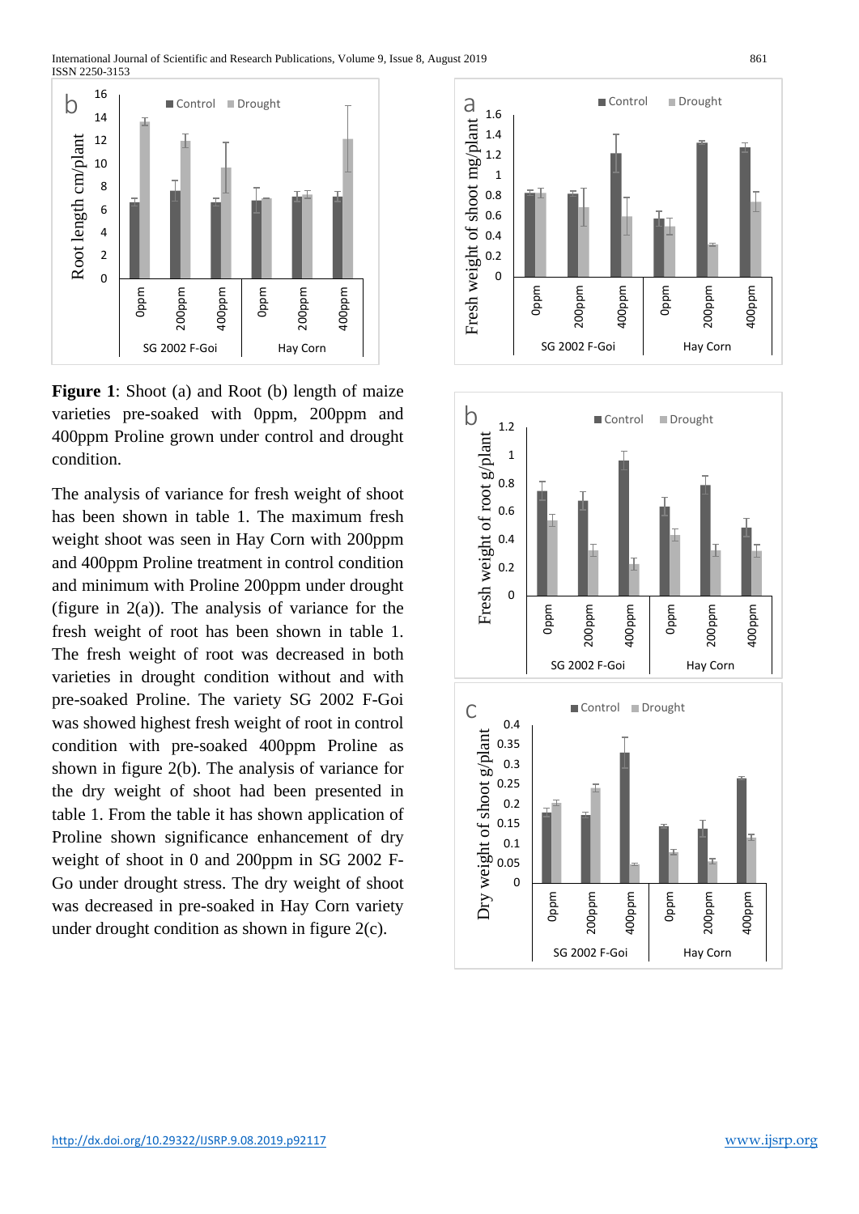**Figure 1**: Shoot (a) and Root (b) length of maize varieties pre-soaked with 0ppm, 200ppm and 400ppm Proline grown under control and drought condition.

The analysis of variance for fresh weight of shoot has been shown in table 1. The maximum fresh weight shoot was seen in Hay Corn with 200ppm and 400ppm Proline treatment in control condition and minimum with Proline 200ppm under drought (figure in 2(a)). The analysis of variance for the fresh weight of root has been shown in table 1. The fresh weight of root was decreased in both varieties in drought condition without and with pre-soaked Proline. The variety SG 2002 F-Goi was showed highest fresh weight of root in control condition with pre-soaked 400ppm Proline as shown in figure 2(b). The analysis of variance for the dry weight of shoot had been presented in table 1. From the table it has shown application of Proline shown significance enhancement of dry weight of shoot in 0 and 200ppm in SG 2002 F-Go under drought stress. The dry weight of shoot was decreased in pre-soaked in Hay Corn variety under drought condition as shown in figure 2(c).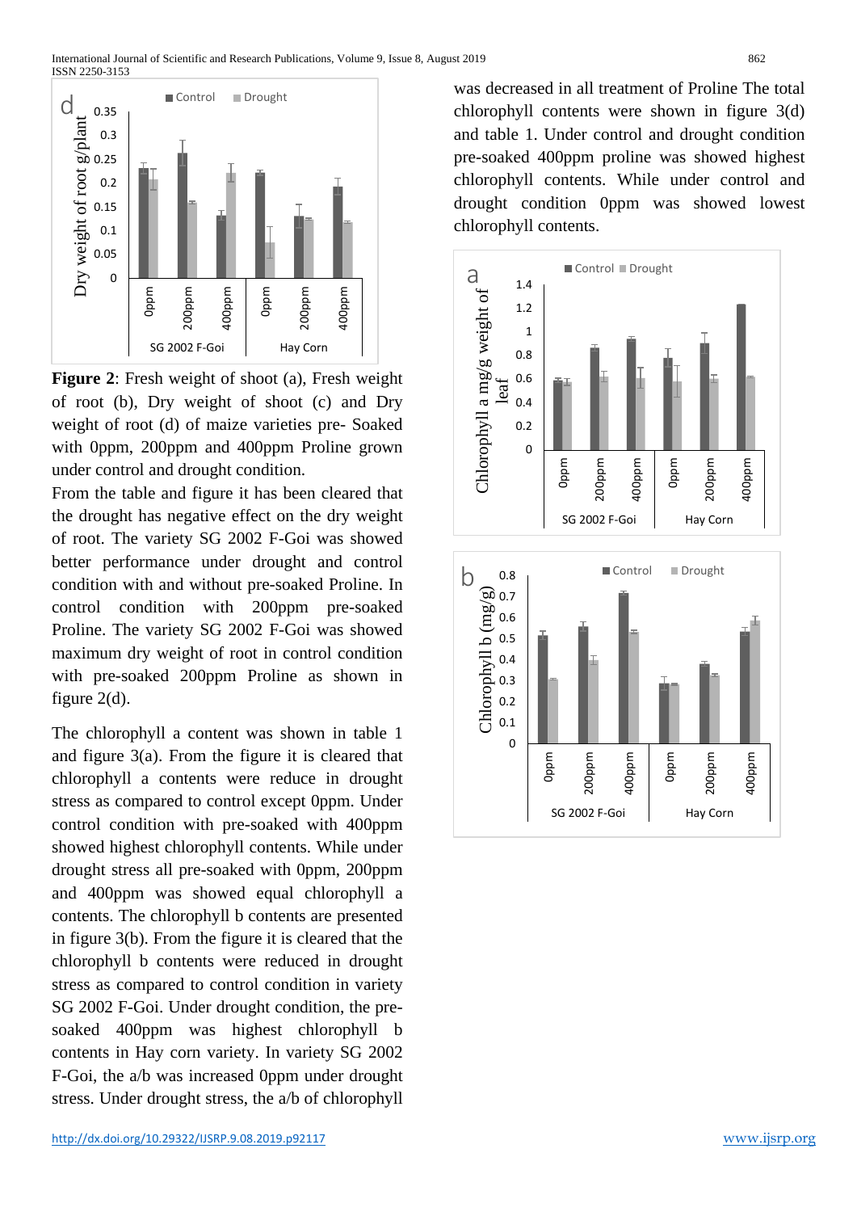**Figure 2**: Fresh weight of shoot (a), Fresh weight of root (b), Dry weight of shoot (c) and Dry weight of root (d) of maize varieties pre- Soaked with 0ppm, 200ppm and 400ppm Proline grown under control and drought condition.

From the table and figure it has been cleared that the drought has negative effect on the dry weight of root. The variety SG 2002 F-Goi was showed better performance under drought and control condition with and without pre-soaked Proline. In control condition with 200ppm pre-soaked Proline. The variety SG 2002 F-Goi was showed maximum dry weight of root in control condition with pre-soaked 200ppm Proline as shown in figure 2(d).

The chlorophyll a content was shown in table 1 and figure 3(a). From the figure it is cleared that chlorophyll a contents were reduce in drought stress as compared to control except 0ppm. Under control condition with pre-soaked with 400ppm showed highest chlorophyll contents. While under drought stress all pre-soaked with 0ppm, 200ppm and 400ppm was showed equal chlorophyll a contents. The chlorophyll b contents are presented in figure 3(b). From the figure it is cleared that the chlorophyll b contents were reduced in drought stress as compared to control condition in variety SG 2002 F-Goi. Under drought condition, the pre-soaked 400ppm was highest chlorophyll b contents in Hay corn variety. In variety SG 2002 F-Goi, the a/b was increased 0ppm under drought stress. Under drought stress, the a/b of chlorophyll was decreased in all treatment of Proline The total chlorophyll contents were shown in figure 3(d) and table 1. Under control and drought condition pre-soaked 400ppm proline was showed highest chlorophyll contents. While under control and drought condition 0ppm was showed lowest chlorophyll contents.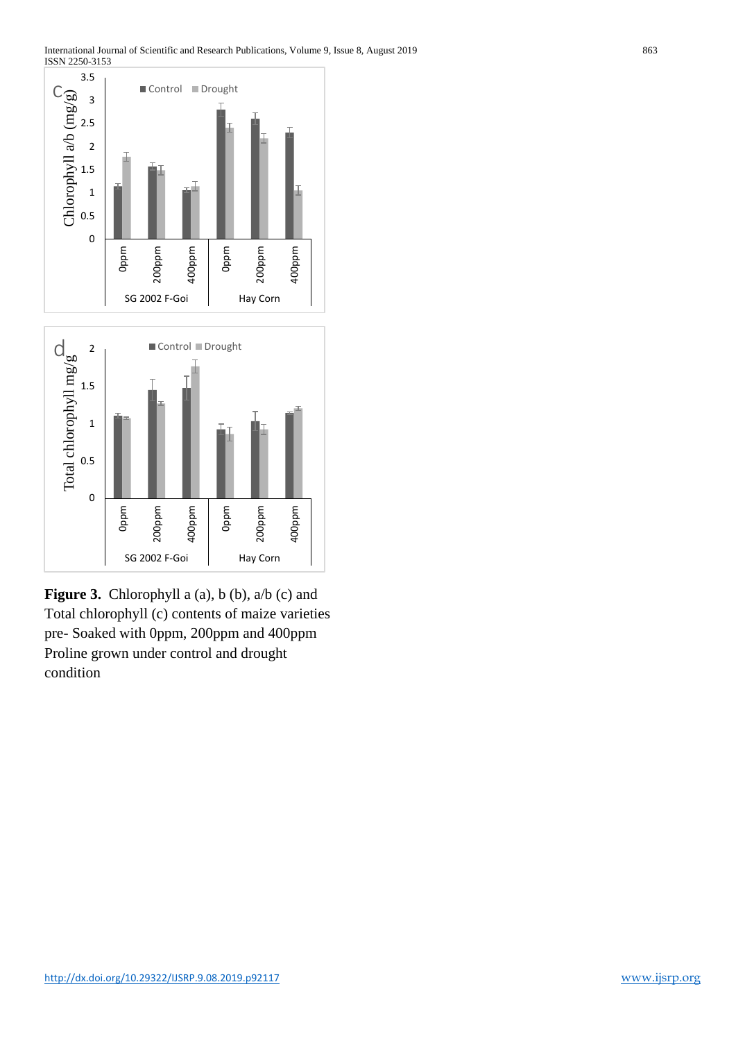**Figure 3.** Chlorophyll a (a), b (b), a/b (c) and Total chlorophyll (c) contents of maize varieties pre- Soaked with 0ppm, 200ppm and 400ppm Proline grown under control and drought condition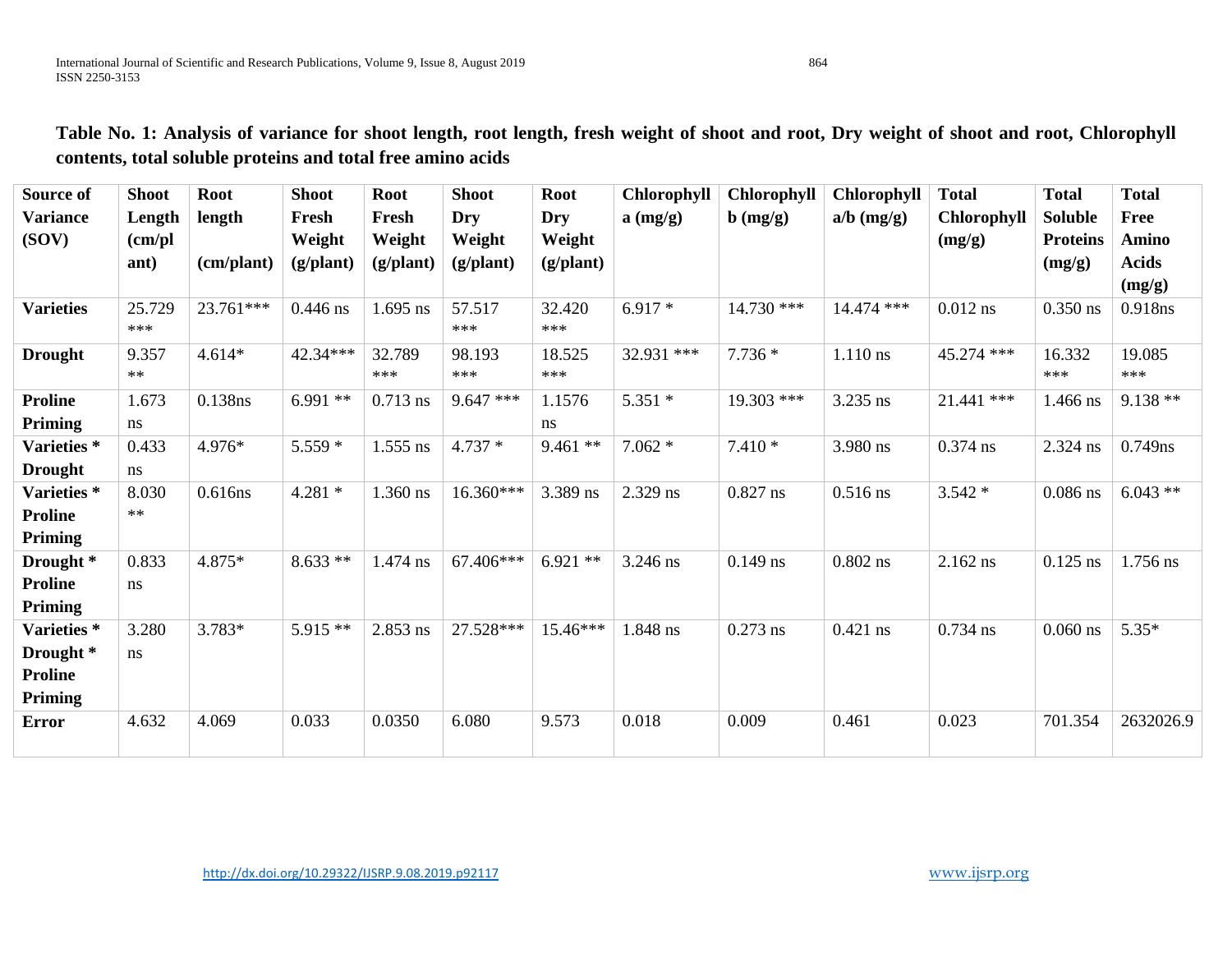**Table No. 1: Analysis of variance for shoot length, root length, fresh weight of shoot and root, Dry weight of shoot and root, Chlorophyll contents, total soluble proteins and total free amino acids**

| Source of Variance (SOV) | Shoot Length (cm/plant) | Root length (cm/plant) | Shoot Fresh Weight (g/plant) | Root Fresh Weight (g/plant) | Shoot Dry Weight (g/plant) | Root Dry Weight (g/plant) | Chlorophyll a (mg/g) | Chlorophyll b (mg/g) | Chlorophyll a/b (mg/g) | Total Chlorophyll (mg/g) | Total Soluble Proteins (mg/g) | Total Free Amino Acids (mg/g) |
|---|---|---|---|---|---|---|---|---|---|---|---|---|
| **Varieties** | 25.729 *** | 23.761*** | 0.446 ns | 1.695 ns | 57.517 *** | 32.420 *** | 6.917 * | 14.730 *** | 14.474 *** | 0.012 ns | 0.350 ns | 0.918ns |
| **Drought** | 9.357 ** | 4.614* | 42.34*** | 32.789 *** | 98.193 *** | 18.525 *** | 32.931 *** | 7.736 * | 1.110 ns | 45.274 *** | 16.332 *** | 19.085 *** |
| **Proline Priming** | 1.673 ns | 0.138ns | 6.991 ** | 0.713 ns | 9.647 *** | 1.1576 ns | 5.351 * | 19.303 *** | 3.235 ns | 21.441 *** | 1.466 ns | 9.138 ** |
| **Varieties * Drought** | 0.433 ns | 4.976* | 5.559 * | 1.555 ns | 4.737 * | 9.461 ** | 7.062 * | 7.410 * | 3.980 ns | 0.374 ns | 2.324 ns | 0.749ns |
| **Varieties * Proline Priming** | 8.030 ** | 0.616ns | 4.281 * | 1.360 ns | 16.360*** | 3.389 ns | 2.329 ns | 0.827 ns | 0.516 ns | 3.542 * | 0.086 ns | 6.043 ** |
| **Drought * Proline Priming** | 0.833 ns | 4.875* | 8.633 ** | 1.474 ns | 67.406*** | 6.921 ** | 3.246 ns | 0.149 ns | 0.802 ns | 2.162 ns | 0.125 ns | 1.756 ns |
| **Varieties * Drought * Proline Priming** | 3.280 ns | 3.783* | 5.915 ** | 2.853 ns | 27.528*** | 15.46*** | 1.848 ns | 0.273 ns | 0.421 ns | 0.734 ns | 0.060 ns | 5.35* |
| **Error** | 4.632 | 4.069 | 0.033 | 0.0350 | 6.080 | 9.573 | 0.018 | 0.009 | 0.461 | 0.023 | 701.354 | 2632026.9 |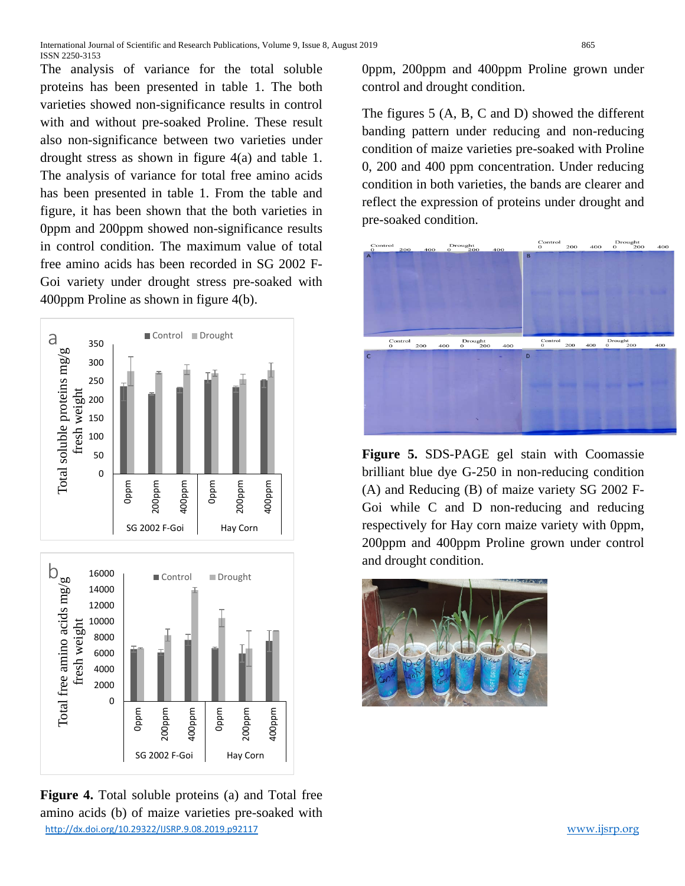The analysis of variance for the total soluble proteins has been presented in table 1. The both varieties showed non-significance results in control with and without pre-soaked Proline. These result also non-significance between two varieties under drought stress as shown in figure 4(a) and table 1. The analysis of variance for total free amino acids has been presented in table 1. From the table and figure, it has been shown that the both varieties in 0ppm and 200ppm showed non-significance results in control condition. The maximum value of total free amino acids has been recorded in SG 2002 F-Goi variety under drought stress pre-soaked with 400ppm Proline as shown in figure 4(b).

**Figure 4.** Total soluble proteins (a) and Total free amino acids (b) of maize varieties pre-soaked with 0ppm, 200ppm and 400ppm Proline grown under control and drought condition.

The figures 5 (A, B, C and D) showed the different banding pattern under reducing and non-reducing condition of maize varieties pre-soaked with Proline 0, 200 and 400 ppm concentration. Under reducing condition in both varieties, the bands are clearer and reflect the expression of proteins under drought and pre-soaked condition.

**Figure 5.** SDS-PAGE gel stain with Coomassie brilliant blue dye G-250 in non-reducing condition (A) and Reducing (B) of maize variety SG 2002 F-Goi while C and D non-reducing and reducing respectively for Hay corn maize variety with 0ppm, 200ppm and 400ppm Proline grown under control and drought condition.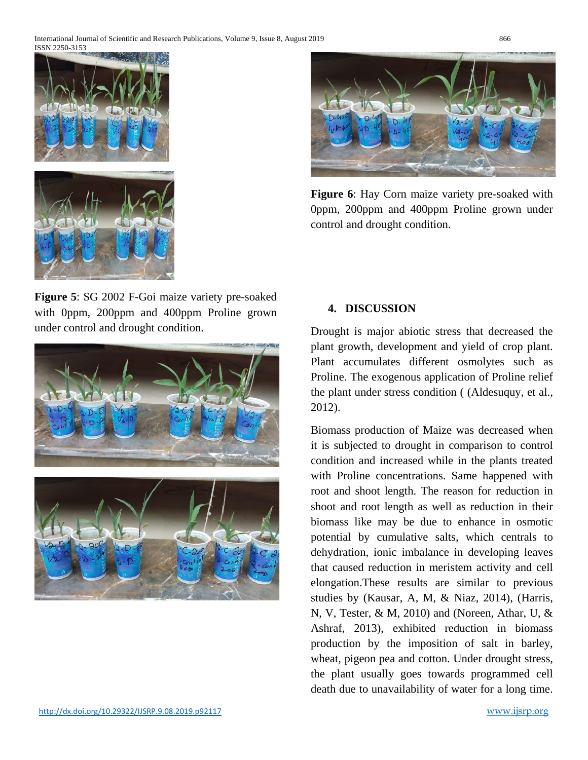**Figure 5**: SG 2002 F-Goi maize variety pre-soaked with 0ppm, 200ppm and 400ppm Proline grown under control and drought condition.

**Figure 6**: Hay Corn maize variety pre-soaked with 0ppm, 200ppm and 400ppm Proline grown under control and drought condition.

## 4. DISCUSSION

Drought is major abiotic stress that decreased the plant growth, development and yield of crop plant. Plant accumulates different osmolytes such as Proline. The exogenous application of Proline relief the plant under stress condition ( (Aldesuquy, et al., 2012).

Biomass production of Maize was decreased when it is subjected to drought in comparison to control condition and increased while in the plants treated with Proline concentrations. Same happened with root and shoot length. The reason for reduction in shoot and root length as well as reduction in their biomass like may be due to enhance in osmotic potential by cumulative salts, which centrals to dehydration, ionic imbalance in developing leaves that caused reduction in meristem activity and cell elongation.These results are similar to previous studies by (Kausar, A, M, & Niaz, 2014), (Harris, N, V, Tester, & M, 2010) and (Noreen, Athar, U, & Ashraf, 2013), exhibited reduction in biomass production by the imposition of salt in barley, wheat, pigeon pea and cotton. Under drought stress, the plant usually goes towards programmed cell death due to unavailability of water for a long time.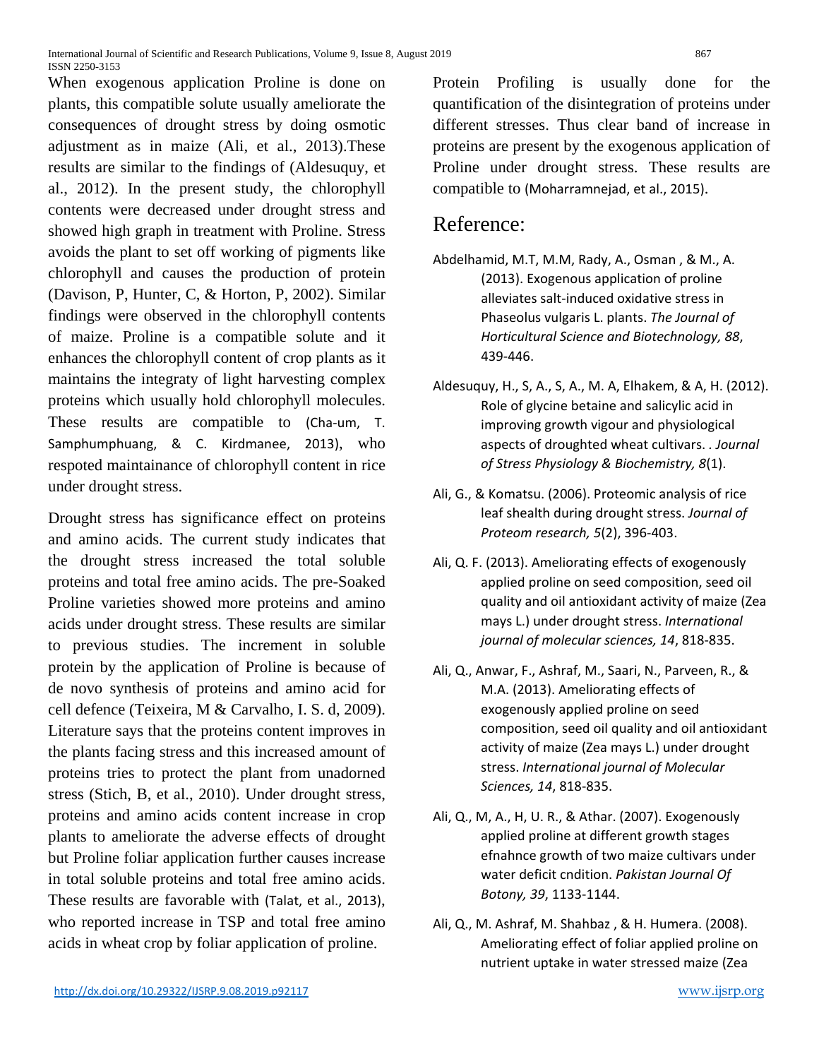When exogenous application Proline is done on plants, this compatible solute usually ameliorate the consequences of drought stress by doing osmotic adjustment as in maize (Ali, et al., 2013).These results are similar to the findings of (Aldesuquy, et al., 2012). In the present study, the chlorophyll contents were decreased under drought stress and showed high graph in treatment with Proline. Stress avoids the plant to set off working of pigments like chlorophyll and causes the production of protein (Davison, P, Hunter, C, & Horton, P, 2002). Similar findings were observed in the chlorophyll contents of maize. Proline is a compatible solute and it enhances the chlorophyll content of crop plants as it maintains the integraty of light harvesting complex proteins which usually hold chlorophyll molecules. These results are compatible to (Cha-um, T. Samphumphuang, & C. Kirdmanee, 2013), who respoted maintainance of chlorophyll content in rice under drought stress.

Drought stress has significance effect on proteins and amino acids. The current study indicates that the drought stress increased the total soluble proteins and total free amino acids. The pre-Soaked Proline varieties showed more proteins and amino acids under drought stress. These results are similar to previous studies. The increment in soluble protein by the application of Proline is because of de novo synthesis of proteins and amino acid for cell defence (Teixeira, M & Carvalho, I. S. d, 2009). Literature says that the proteins content improves in the plants facing stress and this increased amount of proteins tries to protect the plant from unadorned stress (Stich, B, et al., 2010). Under drought stress, proteins and amino acids content increase in crop plants to ameliorate the adverse effects of drought but Proline foliar application further causes increase in total soluble proteins and total free amino acids. These results are favorable with (Talat, et al., 2013), who reported increase in TSP and total free amino acids in wheat crop by foliar application of proline.

Protein Profiling is usually done for the quantification of the disintegration of proteins under different stresses. Thus clear band of increase in proteins are present by the exogenous application of Proline under drought stress. These results are compatible to (Moharramnejad, et al., 2015).

# Reference:

Abdelhamid, M.T, M.M, Rady, A., Osman , & M., A. (2013). Exogenous application of proline alleviates salt-induced oxidative stress in Phaseolus vulgaris L. plants. *The Journal of Horticultural Science and Biotechnology, 88*, 439-446.

Aldesuquy, H., S, A., S, A., M. A, Elhakem, & A, H. (2012). Role of glycine betaine and salicylic acid in improving growth vigour and physiological aspects of droughted wheat cultivars. . *Journal of Stress Physiology & Biochemistry, 8*(1).

Ali, G., & Komatsu. (2006). Proteomic analysis of rice leaf shealth during drought stress. *Journal of Proteom research, 5*(2), 396-403.

Ali, Q. F. (2013). Ameliorating effects of exogenously applied proline on seed composition, seed oil quality and oil antioxidant activity of maize (Zea mays L.) under drought stress. *International journal of molecular sciences, 14*, 818-835.

Ali, Q., Anwar, F., Ashraf, M., Saari, N., Parveen, R., & M.A. (2013). Ameliorating effects of exogenously applied proline on seed composition, seed oil quality and oil antioxidant activity of maize (Zea mays L.) under drought stress. *International journal of Molecular Sciences, 14*, 818-835.

Ali, Q., M, A., H, U. R., & Athar. (2007). Exogenously applied proline at different growth stages efnahnce growth of two maize cultivars under water deficit cndition. *Pakistan Journal Of Botony, 39*, 1133-1144.

Ali, Q., M. Ashraf, M. Shahbaz , & H. Humera. (2008). Ameliorating effect of foliar applied proline on nutrient uptake in water stressed maize (Zea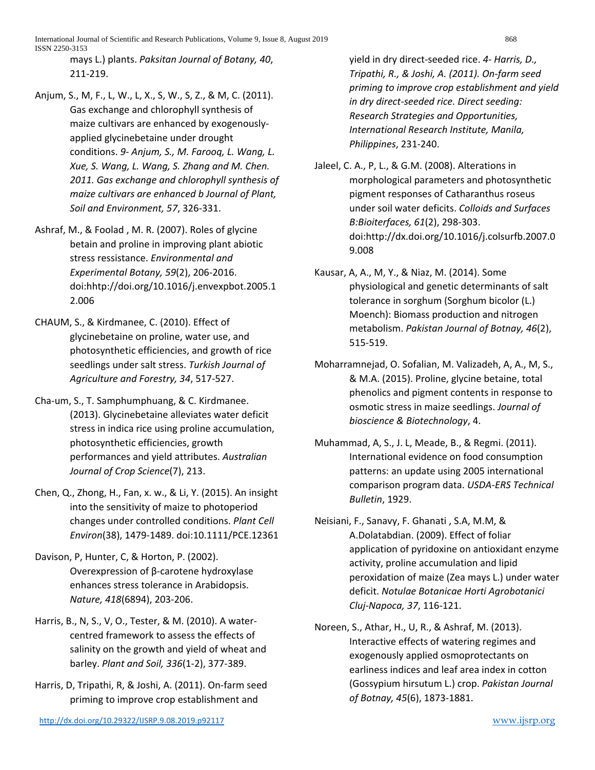mays L.) plants. *Paksitan Journal of Botany, 40*, 211-219.

Anjum, S., M, F., L, W., L, X., S, W., S, Z., & M, C. (2011). Gas exchange and chlorophyll synthesis of maize cultivars are enhanced by exogenously-applied glycinebetaine under drought conditions. *9- Anjum, S., M. Farooq, L. Wang, L. Xue, S. Wang, L. Wang, S. Zhang and M. Chen. 2011. Gas exchange and chlorophyll synthesis of maize cultivars are enhanced b Journal of Plant, Soil and Environment, 57*, 326-331.

Ashraf, M., & Foolad , M. R. (2007). Roles of glycine betain and proline in improving plant abiotic stress ressistance. *Environmental and Experimental Botany, 59*(2), 206-2016. doi:hhtp://doi.org/10.1016/j.envexpbot.2005.12.006

CHAUM, S., & Kirdmanee, C. (2010). Effect of glycinebetaine on proline, water use, and photosynthetic efficiencies, and growth of rice seedlings under salt stress. *Turkish Journal of Agriculture and Forestry, 34*, 517-527.

Cha-um, S., T. Samphumphuang, & C. Kirdmanee. (2013). Glycinebetaine alleviates water deficit stress in indica rice using proline accumulation, photosynthetic efficiencies, growth performances and yield attributes. *Australian Journal of Crop Science*(7), 213.

Chen, Q., Zhong, H., Fan, x. w., & Li, Y. (2015). An insight into the sensitivity of maize to photoperiod changes under controlled conditions. *Plant Cell Environ*(38), 1479-1489. doi:10.1111/PCE.12361

Davison, P, Hunter, C, & Horton, P. (2002). Overexpression of β-carotene hydroxylase enhances stress tolerance in Arabidopsis. *Nature, 418*(6894), 203-206.

Harris, B., N, S., V, O., Tester, & M. (2010). A water-centred framework to assess the effects of salinity on the growth and yield of wheat and barley. *Plant and Soil, 336*(1-2), 377-389.

Harris, D, Tripathi, R, & Joshi, A. (2011). On-farm seed priming to improve crop establishment and yield in dry direct-seeded rice. *4- Harris, D., Tripathi, R., & Joshi, A. (2011). On-farm seed priming to improve crop establishment and yield in dry direct-seeded rice. Direct seeding: Research Strategies and Opportunities, International Research Institute, Manila, Philippines*, 231-240.

Jaleel, C. A., P, L., & G.M. (2008). Alterations in morphological parameters and photosynthetic pigment responses of Catharanthus roseus under soil water deficits. *Colloids and Surfaces B:Bioiterfaces, 61*(2), 298-303. doi:http://dx.doi.org/10.1016/j.colsurfb.2007.09.008

Kausar, A, A., M, Y., & Niaz, M. (2014). Some physiological and genetic determinants of salt tolerance in sorghum (Sorghum bicolor (L.) Moench): Biomass production and nitrogen metabolism. *Pakistan Journal of Botnay, 46*(2), 515-519.

Moharramnejad, O. Sofalian, M. Valizadeh, A, A., M, S., & M.A. (2015). Proline, glycine betaine, total phenolics and pigment contents in response to osmotic stress in maize seedlings. *Journal of bioscience & Biotechnology*, 4.

Muhammad, A, S., J. L, Meade, B., & Regmi. (2011). International evidence on food consumption patterns: an update using 2005 international comparison program data. *USDA-ERS Technical Bulletin*, 1929.

Neisiani, F., Sanavy, F. Ghanati , S.A, M.M, & A.Dolatabdian. (2009). Effect of foliar application of pyridoxine on antioxidant enzyme activity, proline accumulation and lipid peroxidation of maize (Zea mays L.) under water deficit. *Notulae Botanicae Horti Agrobotanici Cluj-Napoca, 37*, 116-121.

Noreen, S., Athar, H., U, R., & Ashraf, M. (2013). Interactive effects of watering regimes and exogenously applied osmoprotectants on earliness indices and leaf area index in cotton (Gossypium hirsutum L.) crop. *Pakistan Journal of Botnay, 45*(6), 1873-1881.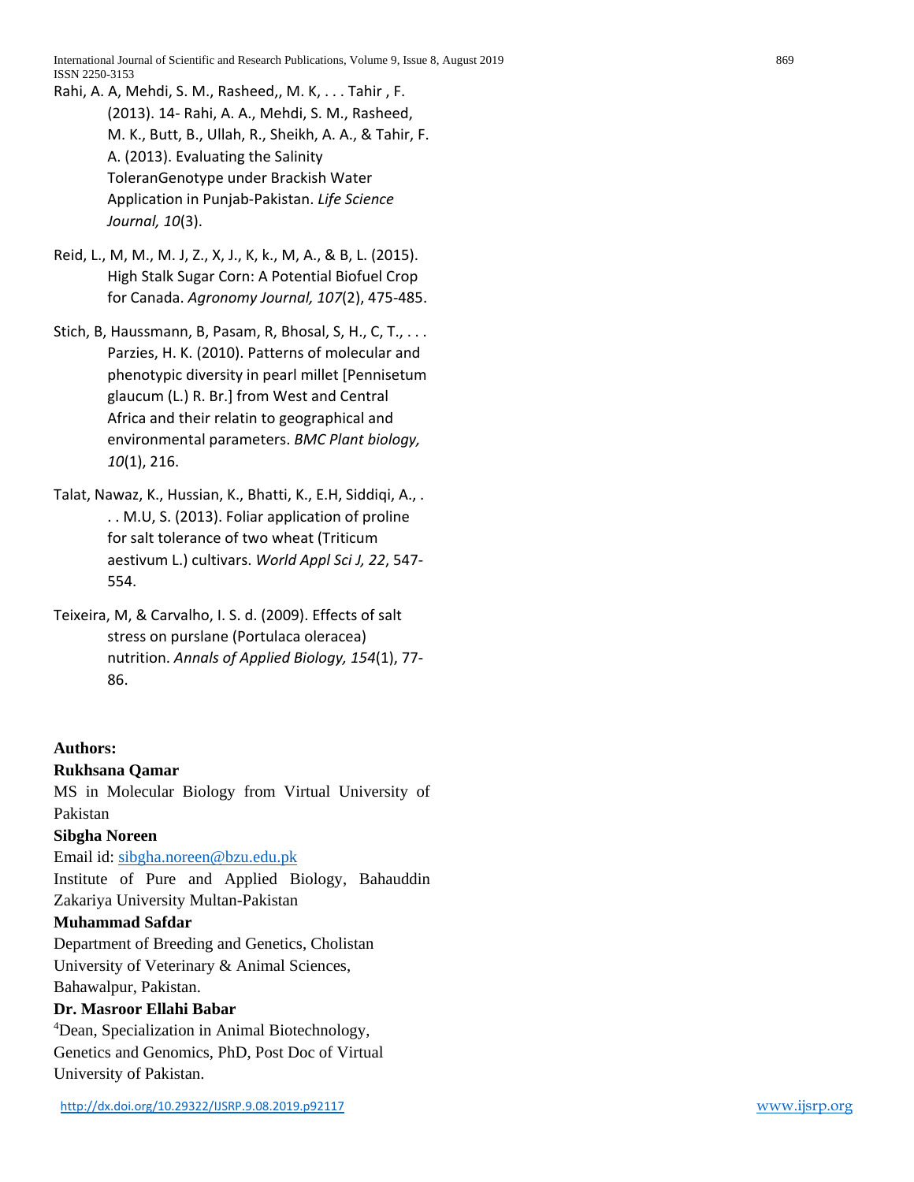Rahi, A. A, Mehdi, S. M., Rasheed,, M. K, . . . Tahir , F. (2013). 14- Rahi, A. A., Mehdi, S. M., Rasheed, M. K., Butt, B., Ullah, R., Sheikh, A. A., & Tahir, F. A. (2013). Evaluating the Salinity ToleranGenotype under Brackish Water Application in Punjab-Pakistan. *Life Science Journal, 10*(3).

Reid, L., M, M., M. J, Z., X, J., K, k., M, A., & B, L. (2015). High Stalk Sugar Corn: A Potential Biofuel Crop for Canada. *Agronomy Journal, 107*(2), 475-485.

Stich, B, Haussmann, B, Pasam, R, Bhosal, S, H., C, T., . . . Parzies, H. K. (2010). Patterns of molecular and phenotypic diversity in pearl millet [Pennisetum glaucum (L.) R. Br.] from West and Central Africa and their relatin to geographical and environmental parameters. *BMC Plant biology, 10*(1), 216.

Talat, Nawaz, K., Hussian, K., Bhatti, K., E.H, Siddiqi, A., . . . M.U, S. (2013). Foliar application of proline for salt tolerance of two wheat (Triticum aestivum L.) cultivars. *World Appl Sci J, 22*, 547-554.

Teixeira, M, & Carvalho, I. S. d. (2009). Effects of salt stress on purslane (Portulaca oleracea) nutrition. *Annals of Applied Biology, 154*(1), 77-86.

**Authors:**

**Rukhsana Qamar**
MS in Molecular Biology from Virtual University of Pakistan

**Sibgha Noreen**
Email id: sibgha.noreen@bzu.edu.pk
Institute of Pure and Applied Biology, Bahauddin Zakariya University Multan-Pakistan

**Muhammad Safdar**
Department of Breeding and Genetics, Cholistan University of Veterinary & Animal Sciences, Bahawalpur, Pakistan.

**Dr. Masroor Ellahi Babar**
[4]Dean, Specialization in Animal Biotechnology, Genetics and Genomics, PhD, Post Doc of Virtual University of Pakistan.